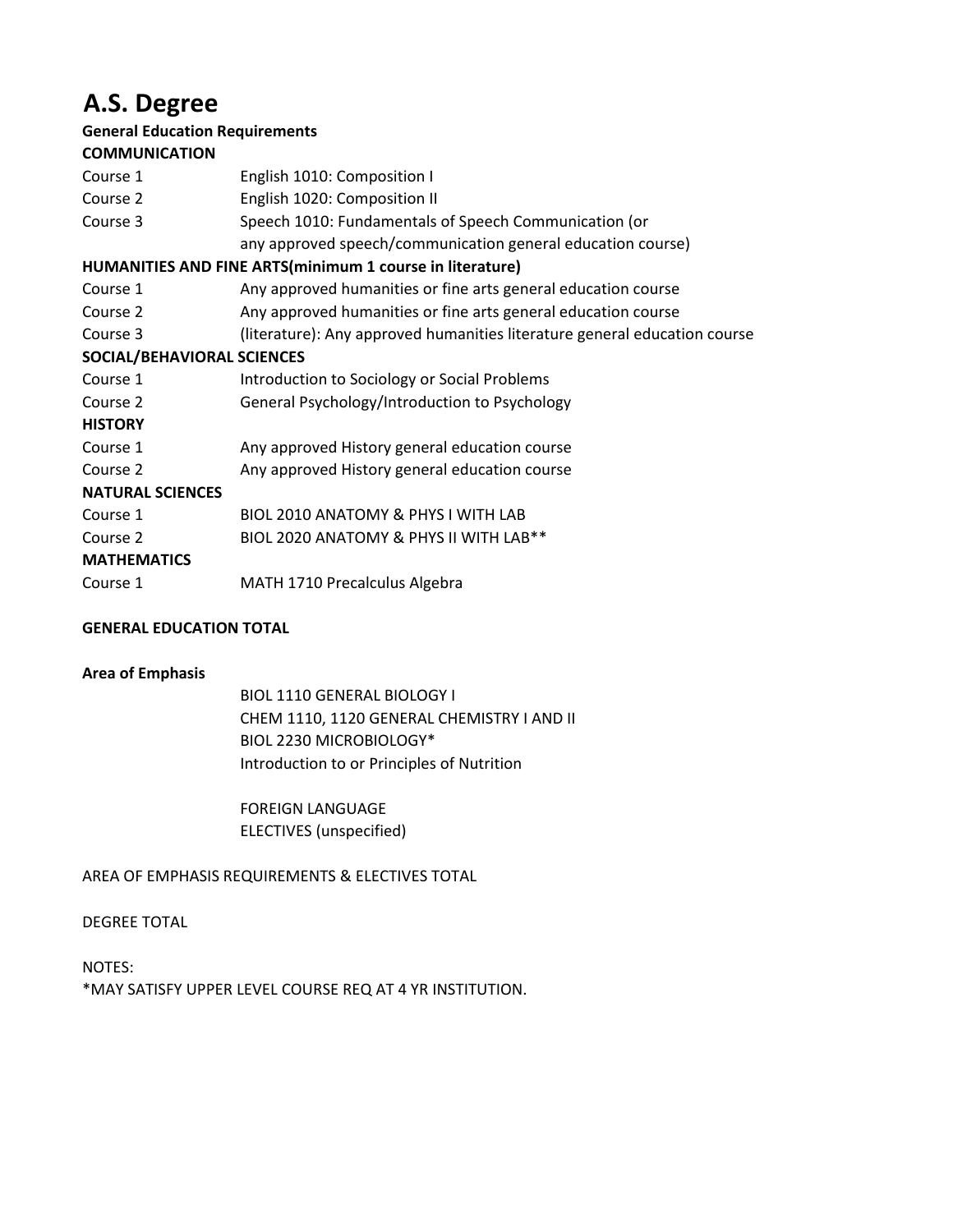# A.S. Degree

**General Education Requirements**

**COMMUNICATION**

| | |
|---|---|
| Course 1 | English 1010: Composition I |
| Course 2 | English 1020: Composition II |
| Course 3 | Speech 1010: Fundamentals of Speech Communication (or any approved speech/communication general education course) |
| **HUMANITIES AND FINE ARTS(minimum 1 course in literature)** | |
| Course 1 | Any approved humanities or fine arts general education course |
| Course 2 | Any approved humanities or fine arts general education course |
| Course 3 | (literature): Any approved humanities literature general education course |
| **SOCIAL/BEHAVIORAL SCIENCES** | |
| Course 1 | Introduction to Sociology or Social Problems |
| Course 2 | General Psychology/Introduction to Psychology |
| **HISTORY** | |
| Course 1 | Any approved History general education course |
| Course 2 | Any approved History general education course |
| **NATURAL SCIENCES** | |
| Course 1 | BIOL 2010 ANATOMY & PHYS I WITH LAB |
| Course 2 | BIOL 2020 ANATOMY & PHYS II WITH LAB** |
| **MATHEMATICS** | |
| Course 1 | MATH 1710 Precalculus Algebra |

**GENERAL EDUCATION TOTAL**

**Area of Emphasis**

BIOL 1110 GENERAL BIOLOGY I
CHEM 1110, 1120 GENERAL CHEMISTRY I AND II
BIOL 2230 MICROBIOLOGY*
Introduction to or Principles of Nutrition

FOREIGN LANGUAGE
ELECTIVES (unspecified)

AREA OF EMPHASIS REQUIREMENTS & ELECTIVES TOTAL

DEGREE TOTAL

NOTES:
*MAY SATISFY UPPER LEVEL COURSE REQ AT 4 YR INSTITUTION.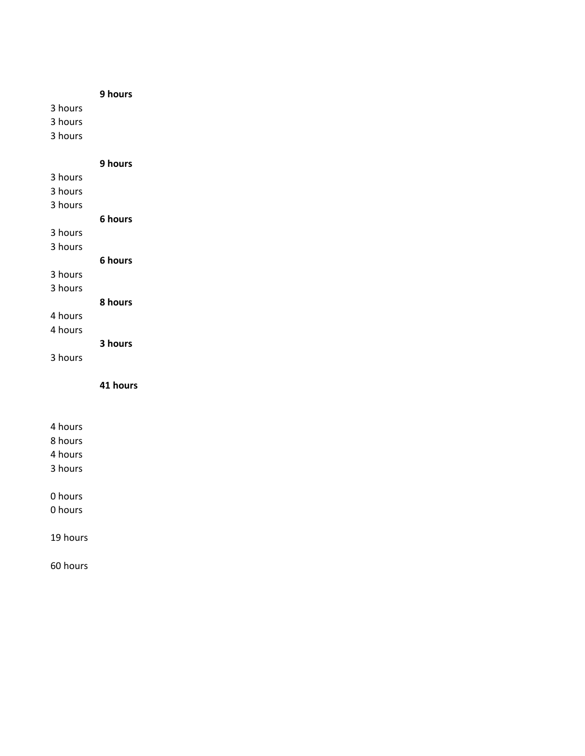**9 hours**

3 hours
3 hours
3 hours

**9 hours**

3 hours
3 hours
3 hours

**6 hours**

3 hours
3 hours

**6 hours**

3 hours
3 hours

**8 hours**

4 hours
4 hours

**3 hours**

3 hours

**41 hours**

4 hours
8 hours
4 hours
3 hours

0 hours
0 hours

19 hours

60 hours